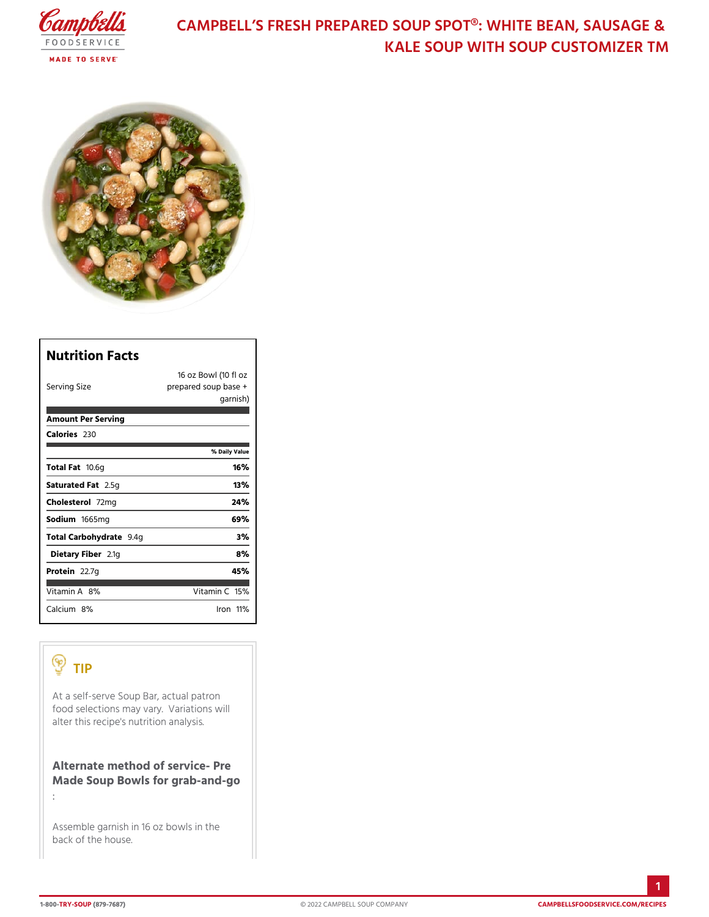# CAMPBELL'S FRESH PREPARED SOUP SPOT®: WHITE BEAN, SAUSAGE & KALE SOUP WITH SOUP CUSTOMIZER TM

## Nutrition Facts

| | |
|---|---|
| Serving Size | 16 oz Bowl (10 fl oz prepared soup base + garnish) |
| **Amount Per Serving** | |
| **Calories** 230 | |
| | **% Daily Value** |
| **Total Fat** 10.6g | **16%** |
| **Saturated Fat** 2.5g | **13%** |
| **Cholesterol** 72mg | **24%** |
| **Sodium** 1665mg | **69%** |
| **Total Carbohydrate** 9.4g | **3%** |
| **Dietary Fiber** 2.1g | **8%** |
| **Protein** 22.7g | **45%** |
| Vitamin A 8% | Vitamin C 15% |
| Calcium 8% | Iron 11% |

## TIP

At a self-serve Soup Bar, actual patron food selections may vary. Variations will alter this recipe's nutrition analysis.

**Alternate method of service- Pre Made Soup Bowls for grab-and-go**

:

Assemble garnish in 16 oz bowls in the back of the house.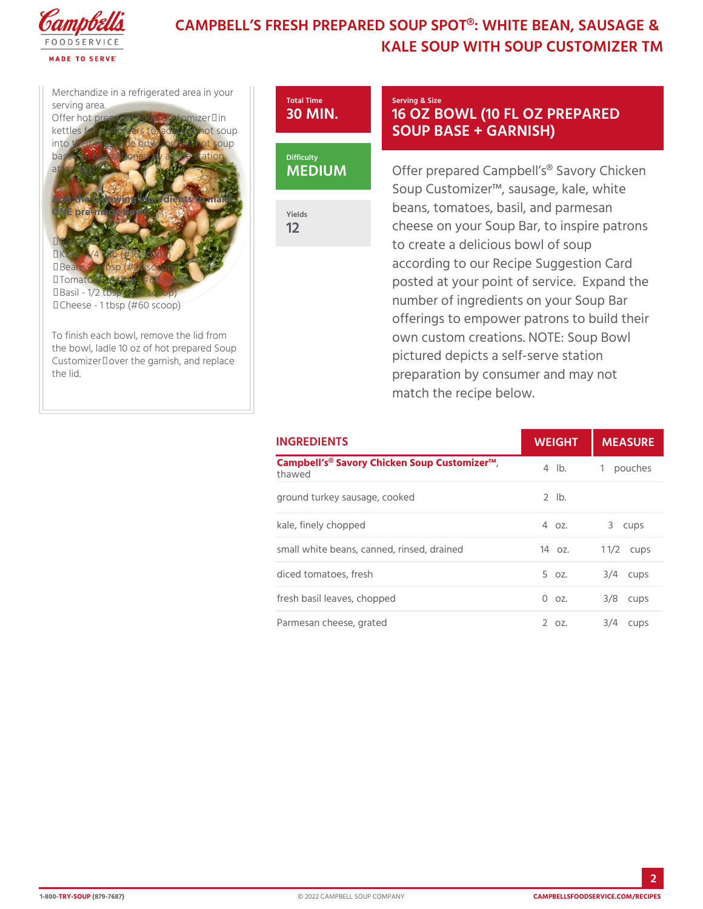# CAMPBELL'S FRESH PREPARED SOUP SPOT®: WHITE BEAN, SAUSAGE & KALE SOUP WITH SOUP CUSTOMIZER TM

Merchandize in a refrigerated area in your serving area.
Offer hot prepared Soup Customizer in kettles for customers to add the hot soup into their to-go bowl or the hot soup base can be portioned by a service station attendant.

Add the following ingredients to make ONE pre-made bowl:

- Sausage
- Kale - 1/4 cup (#16 scoop)
- Beans - 2 tbsp (#30 scoop)
- Tomato - 1 tbsp (#60 scoop)
- Basil - 1/2 tbsp (#30 scoop)
- Cheese - 1 tbsp (#60 scoop)

To finish each bowl, remove the lid from the bowl, ladle 10 oz of hot prepared Soup Customizer over the garnish, and replace the lid.

**Total Time**
30 MIN.

**Difficulty**
MEDIUM

**Yields**
12

**Serving & Size**
16 OZ BOWL (10 FL OZ PREPARED SOUP BASE + GARNISH)

Offer prepared Campbell's® Savory Chicken Soup Customizer™, sausage, kale, white beans, tomatoes, basil, and parmesan cheese on your Soup Bar, to inspire patrons to create a delicious bowl of soup according to our Recipe Suggestion Card posted at your point of service. Expand the number of ingredients on your Soup Bar offerings to empower patrons to build their own custom creations. NOTE: Soup Bowl pictured depicts a self-serve station preparation by consumer and may not match the recipe below.

| INGREDIENTS | WEIGHT | MEASURE |
|---|---|---|
| **Campbell's® Savory Chicken Soup Customizer™**, thawed | 4 lb. | 1 pouches |
| ground turkey sausage, cooked | 2 lb. | |
| kale, finely chopped | 4 oz. | 3 cups |
| small white beans, canned, rinsed, drained | 14 oz. | 1 1/2 cups |
| diced tomatoes, fresh | 5 oz. | 3/4 cups |
| fresh basil leaves, chopped | 0 oz. | 3/8 cups |
| Parmesan cheese, grated | 2 oz. | 3/4 cups |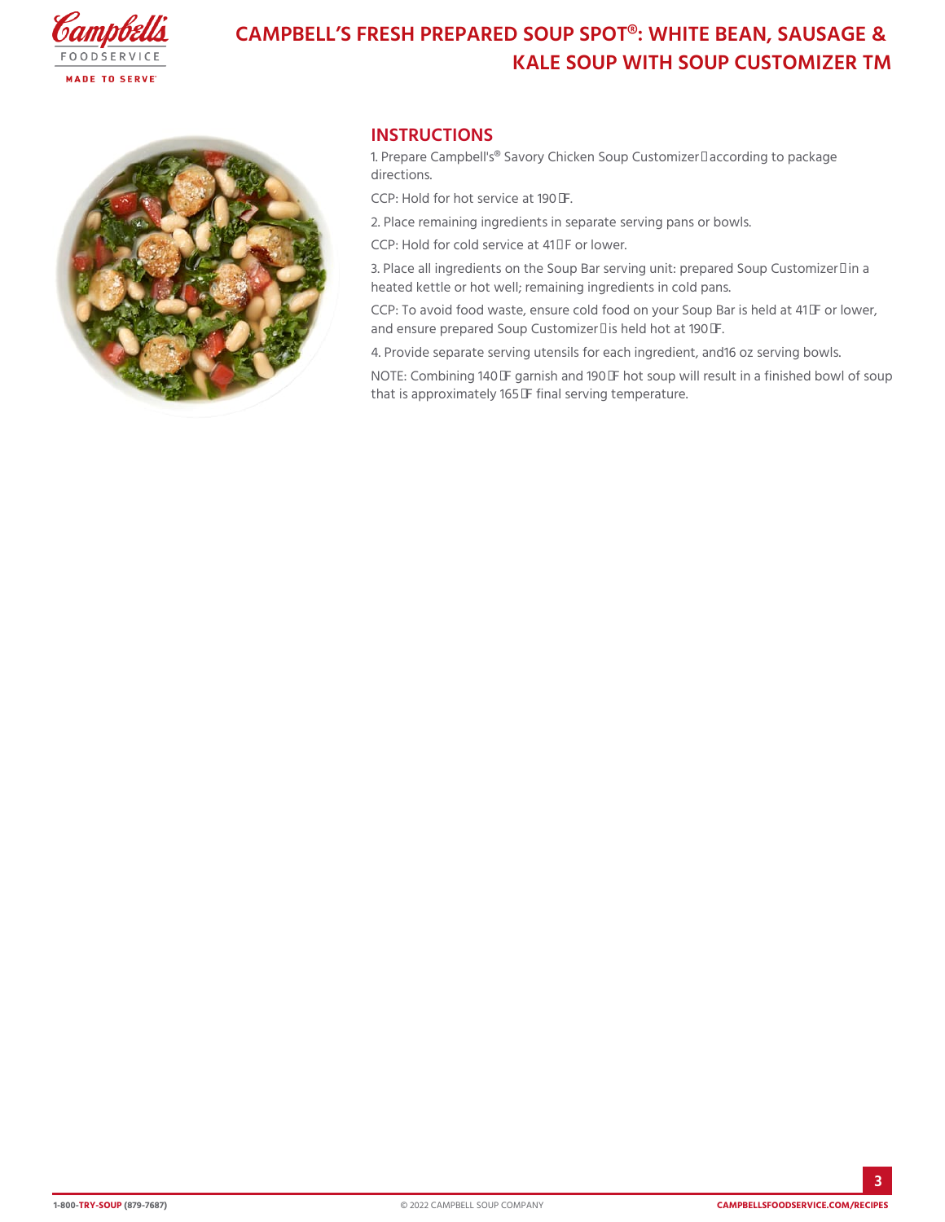## INSTRUCTIONS

1. Prepare Campbell's® Savory Chicken Soup Customizer™ according to package directions.

CCP: Hold for hot service at 190°F.

2. Place remaining ingredients in separate serving pans or bowls.

CCP: Hold for cold service at 41°F or lower.

3. Place all ingredients on the Soup Bar serving unit: prepared Soup Customizer™ in a heated kettle or hot well; remaining ingredients in cold pans.

CCP: To avoid food waste, ensure cold food on your Soup Bar is held at 41°F or lower, and ensure prepared Soup Customizer™ is held hot at 190°F.

4. Provide separate serving utensils for each ingredient, and16 oz serving bowls.

NOTE: Combining 140°F garnish and 190°F hot soup will result in a finished bowl of soup that is approximately 165°F final serving temperature.